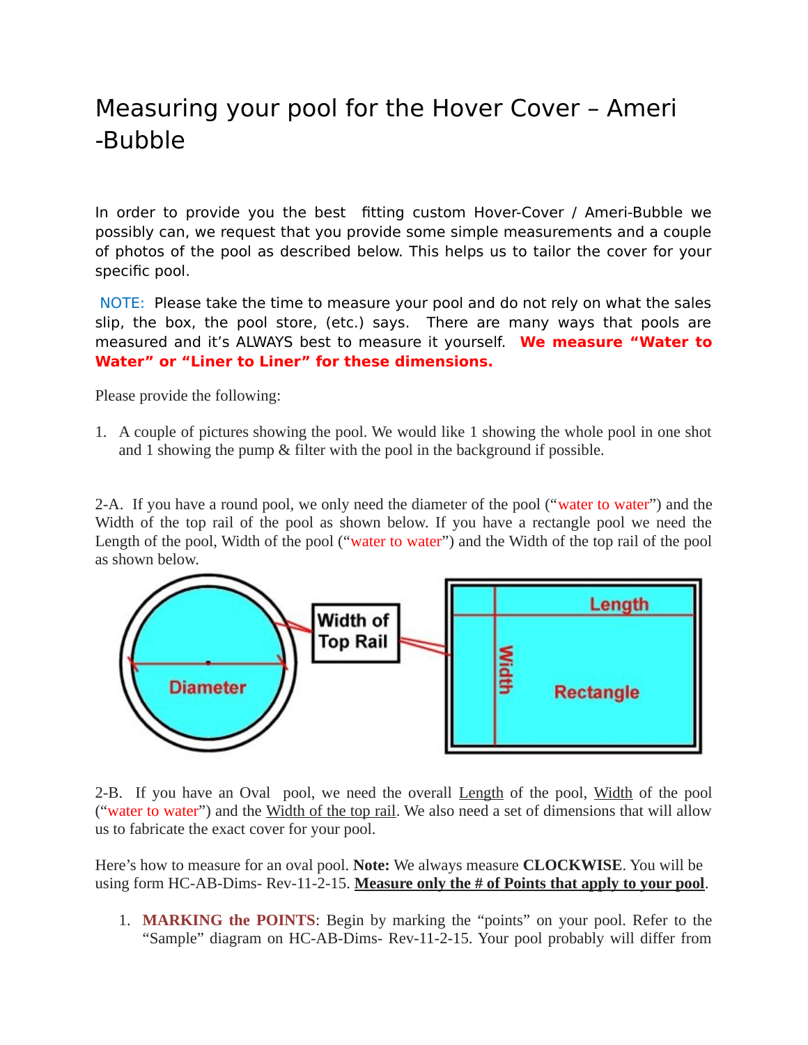# Measuring your pool for the Hover Cover – Ameri -Bubble

In order to provide you the best fitting custom Hover-Cover / Ameri-Bubble we possibly can, we request that you provide some simple measurements and a couple of photos of the pool as described below. This helps us to tailor the cover for your specific pool.

NOTE: Please take the time to measure your pool and do not rely on what the sales slip, the box, the pool store, (etc.) says. There are many ways that pools are measured and it's ALWAYS best to measure it yourself. **We measure "Water to Water" or "Liner to Liner" for these dimensions.**

Please provide the following:

1. A couple of pictures showing the pool. We would like 1 showing the whole pool in one shot and 1 showing the pump & filter with the pool in the background if possible.

2-A. If you have a round pool, we only need the diameter of the pool ("water to water") and the Width of the top rail of the pool as shown below. If you have a rectangle pool we need the Length of the pool, Width of the pool ("water to water") and the Width of the top rail of the pool as shown below.

Diameter | Width of Top Rail | Length | Width | Rectangle

2-B. If you have an Oval pool, we need the overall Length of the pool, Width of the pool ("water to water") and the Width of the top rail. We also need a set of dimensions that will allow us to fabricate the exact cover for your pool.

Here's how to measure for an oval pool. **Note:** We always measure **CLOCKWISE**. You will be using form HC-AB-Dims- Rev-11-2-15. **Measure only the # of Points that apply to your pool**.

1. **MARKING the POINTS**: Begin by marking the "points" on your pool. Refer to the "Sample" diagram on HC-AB-Dims- Rev-11-2-15. Your pool probably will differ from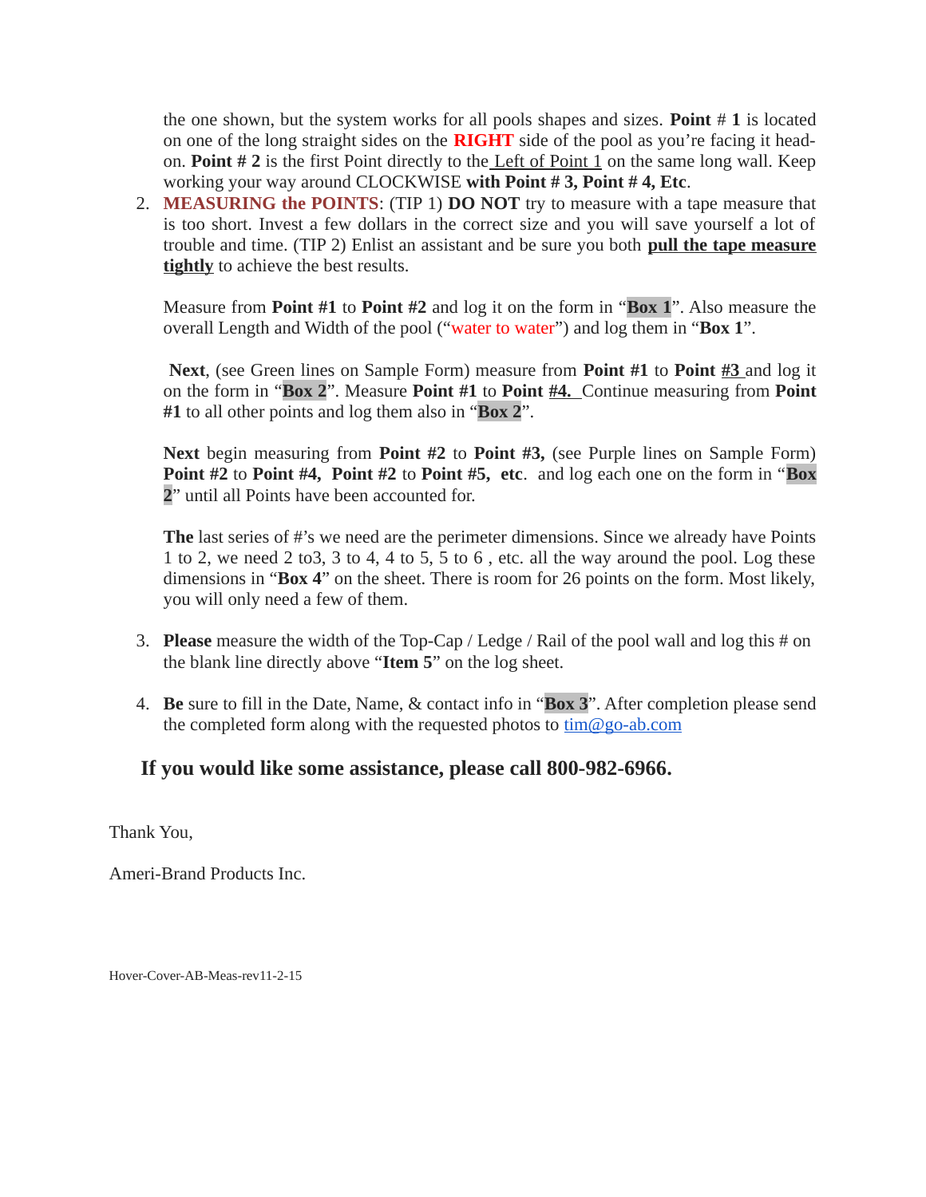the one shown, but the system works for all pools shapes and sizes. **Point # 1** is located on one of the long straight sides on the **RIGHT** side of the pool as you're facing it head-on. **Point # 2** is the first Point directly to the Left of Point 1 on the same long wall. Keep working your way around CLOCKWISE **with Point # 3, Point # 4, Etc**.

2. **MEASURING the POINTS**: (TIP 1) **DO NOT** try to measure with a tape measure that is too short. Invest a few dollars in the correct size and you will save yourself a lot of trouble and time. (TIP 2) Enlist an assistant and be sure you both **pull the tape measure tightly** to achieve the best results.

   Measure from **Point #1** to **Point #2** and log it on the form in "**Box 1**". Also measure the overall Length and Width of the pool ("water to water") and log them in "**Box 1**".

   **Next**, (see Green lines on Sample Form) measure from **Point #1** to **Point #3** and log it on the form in "**Box 2**". Measure **Point #1** to **Point #4.** Continue measuring from **Point #1** to all other points and log them also in "**Box 2**".

   **Next** begin measuring from **Point #2** to **Point #3,** (see Purple lines on Sample Form) **Point #2** to **Point #4, Point #2** to **Point #5, etc**. and log each one on the form in "**Box 2**" until all Points have been accounted for.

   **The** last series of #'s we need are the perimeter dimensions. Since we already have Points 1 to 2, we need 2 to3, 3 to 4, 4 to 5, 5 to 6 , etc. all the way around the pool. Log these dimensions in "**Box 4**" on the sheet. There is room for 26 points on the form. Most likely, you will only need a few of them.

3. **Please** measure the width of the Top-Cap / Ledge / Rail of the pool wall and log this # on the blank line directly above "**Item 5**" on the log sheet.

4. **Be** sure to fill in the Date, Name, & contact info in "**Box 3**". After completion please send the completed form along with the requested photos to tim@go-ab.com

**If you would like some assistance, please call 800-982-6966.**

Thank You,

Ameri-Brand Products Inc.

Hover-Cover-AB-Meas-rev11-2-15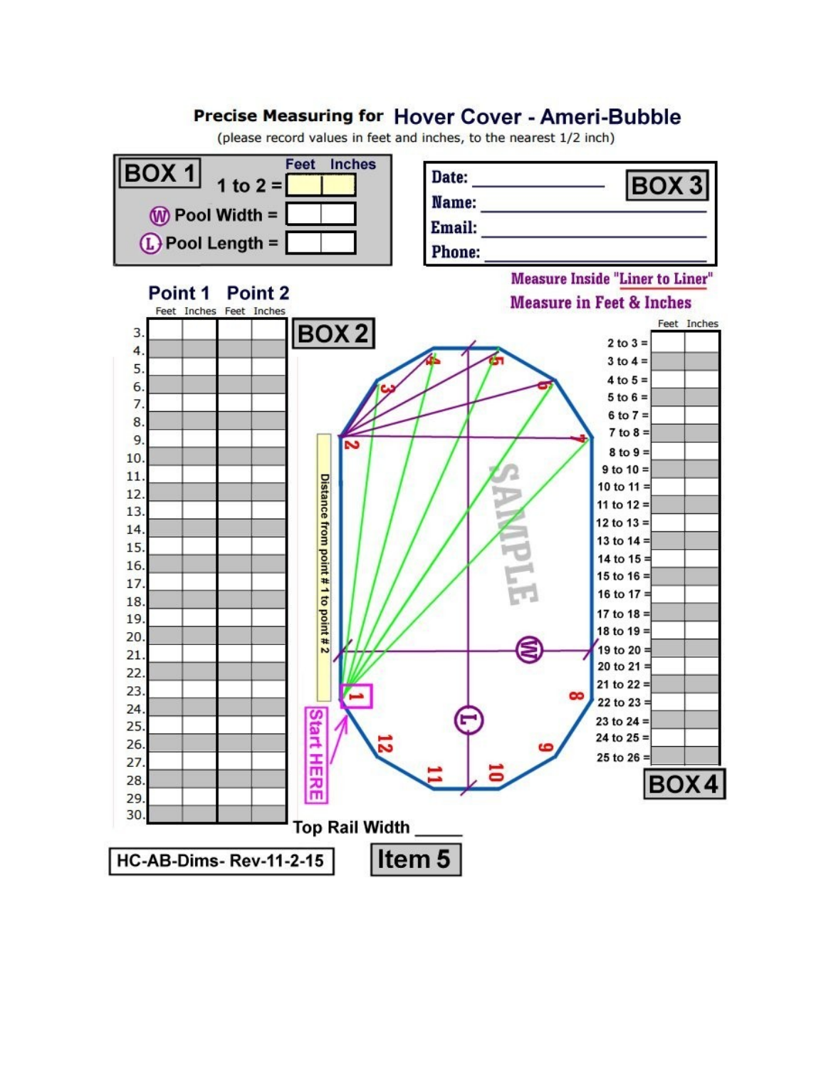# Precise Measuring for Hover Cover - Ameri-Bubble

(please record values in feet and inches, to the nearest 1/2 inch)

**BOX 1**

| | Feet | Inches |
|---|---|---|
| 1 to 2 = | | |
| (W) Pool Width = | | |
| (L) Pool Length = | | |

**BOX 3**

Date: ____________

Name: ____________

Email: ____________

Phone: ____________

**Measure Inside "Liner to Liner"**

**Measure in Feet & Inches**

**BOX 2**

| | Point 1 Feet | Point 1 Inches | Point 2 Feet | Point 2 Inches |
|---|---|---|---|---|
| 3. | | | | |
| 4. | | | | |
| 5. | | | | |
| 6. | | | | |
| 7. | | | | |
| 8. | | | | |
| 9. | | | | |
| 10. | | | | |
| 11. | | | | |
| 12. | | | | |
| 13. | | | | |
| 14. | | | | |
| 15. | | | | |
| 16. | | | | |
| 17. | | | | |
| 18. | | | | |
| 19. | | | | |
| 20. | | | | |
| 21. | | | | |
| 22. | | | | |
| 23. | | | | |
| 24. | | | | |
| 25. | | | | |
| 26. | | | | |
| 27. | | | | |
| 28. | | | | |
| 29. | | | | |
| 30. | | | | |

Distance from point # 1 to point # 2

Start HERE

SAMPLE

1
2
3
4
5
6
7
8
9
10
11
12
W
L

**BOX 4**

| | Feet | Inches |
|---|---|---|
| 2 to 3 = | | |
| 3 to 4 = | | |
| 4 to 5 = | | |
| 5 to 6 = | | |
| 6 to 7 = | | |
| 7 to 8 = | | |
| 8 to 9 = | | |
| 9 to 10 = | | |
| 10 to 11 = | | |
| 11 to 12 = | | |
| 12 to 13 = | | |
| 13 to 14 = | | |
| 14 to 15 = | | |
| 15 to 16 = | | |
| 16 to 17 = | | |
| 17 to 18 = | | |
| 18 to 19 = | | |
| 19 to 20 = | | |
| 20 to 21 = | | |
| 21 to 22 = | | |
| 22 to 23 = | | |
| 23 to 24 = | | |
| 24 to 25 = | | |
| 25 to 26 = | | |

Top Rail Width _____

HC-AB-Dims- Rev-11-2-15

**Item 5**